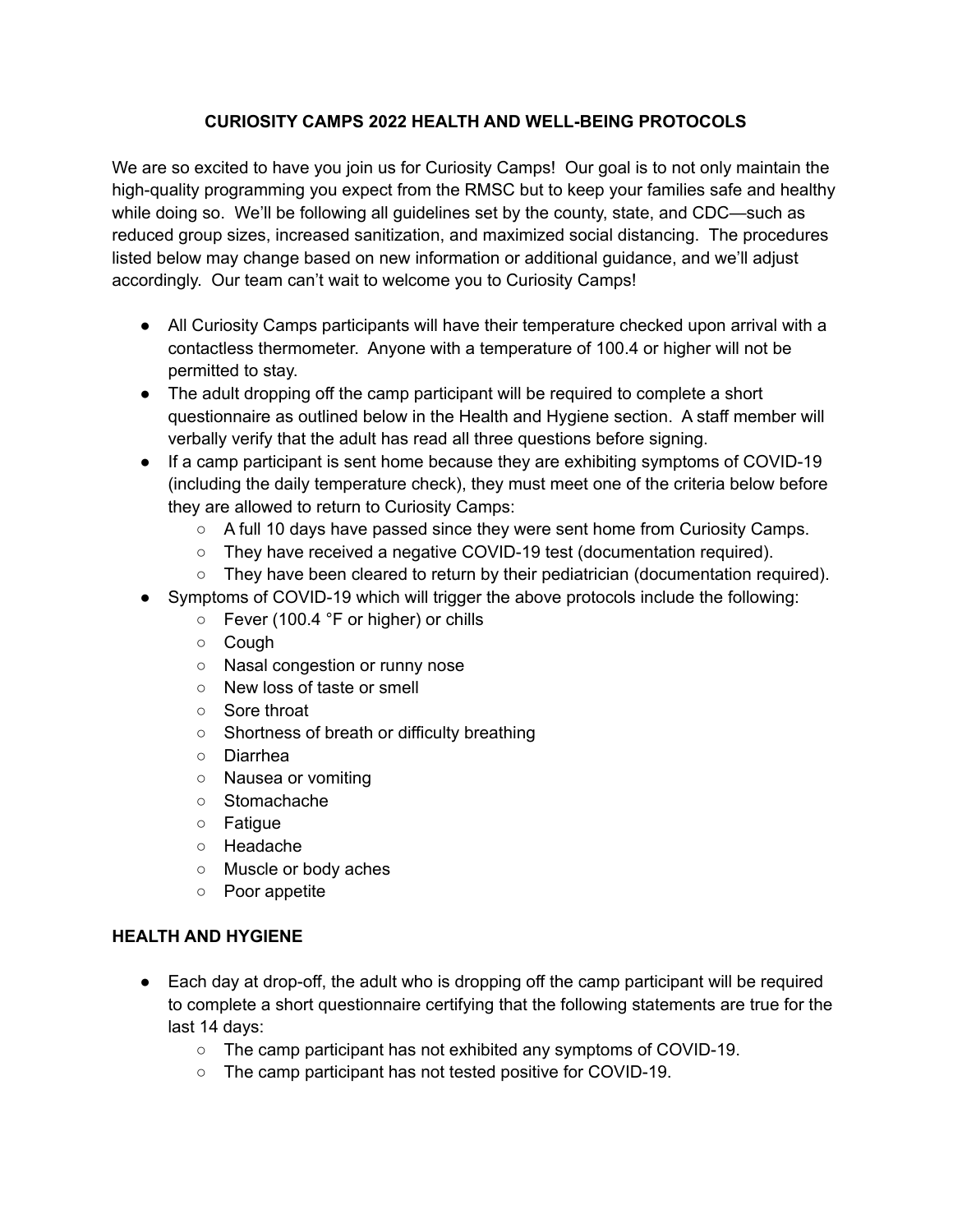# CURIOSITY CAMPS 2022 HEALTH AND WELL-BEING PROTOCOLS

We are so excited to have you join us for Curiosity Camps! Our goal is to not only maintain the high-quality programming you expect from the RMSC but to keep your families safe and healthy while doing so. We'll be following all guidelines set by the county, state, and CDC—such as reduced group sizes, increased sanitization, and maximized social distancing. The procedures listed below may change based on new information or additional guidance, and we'll adjust accordingly. Our team can't wait to welcome you to Curiosity Camps!

- All Curiosity Camps participants will have their temperature checked upon arrival with a contactless thermometer. Anyone with a temperature of 100.4 or higher will not be permitted to stay.
- The adult dropping off the camp participant will be required to complete a short questionnaire as outlined below in the Health and Hygiene section. A staff member will verbally verify that the adult has read all three questions before signing.
- If a camp participant is sent home because they are exhibiting symptoms of COVID-19 (including the daily temperature check), they must meet one of the criteria below before they are allowed to return to Curiosity Camps:
  - A full 10 days have passed since they were sent home from Curiosity Camps.
  - They have received a negative COVID-19 test (documentation required).
  - They have been cleared to return by their pediatrician (documentation required).
- Symptoms of COVID-19 which will trigger the above protocols include the following:
  - Fever (100.4 °F or higher) or chills
  - Cough
  - Nasal congestion or runny nose
  - New loss of taste or smell
  - Sore throat
  - Shortness of breath or difficulty breathing
  - Diarrhea
  - Nausea or vomiting
  - Stomachache
  - Fatigue
  - Headache
  - Muscle or body aches
  - Poor appetite

## HEALTH AND HYGIENE

- Each day at drop-off, the adult who is dropping off the camp participant will be required to complete a short questionnaire certifying that the following statements are true for the last 14 days:
  - The camp participant has not exhibited any symptoms of COVID-19.
  - The camp participant has not tested positive for COVID-19.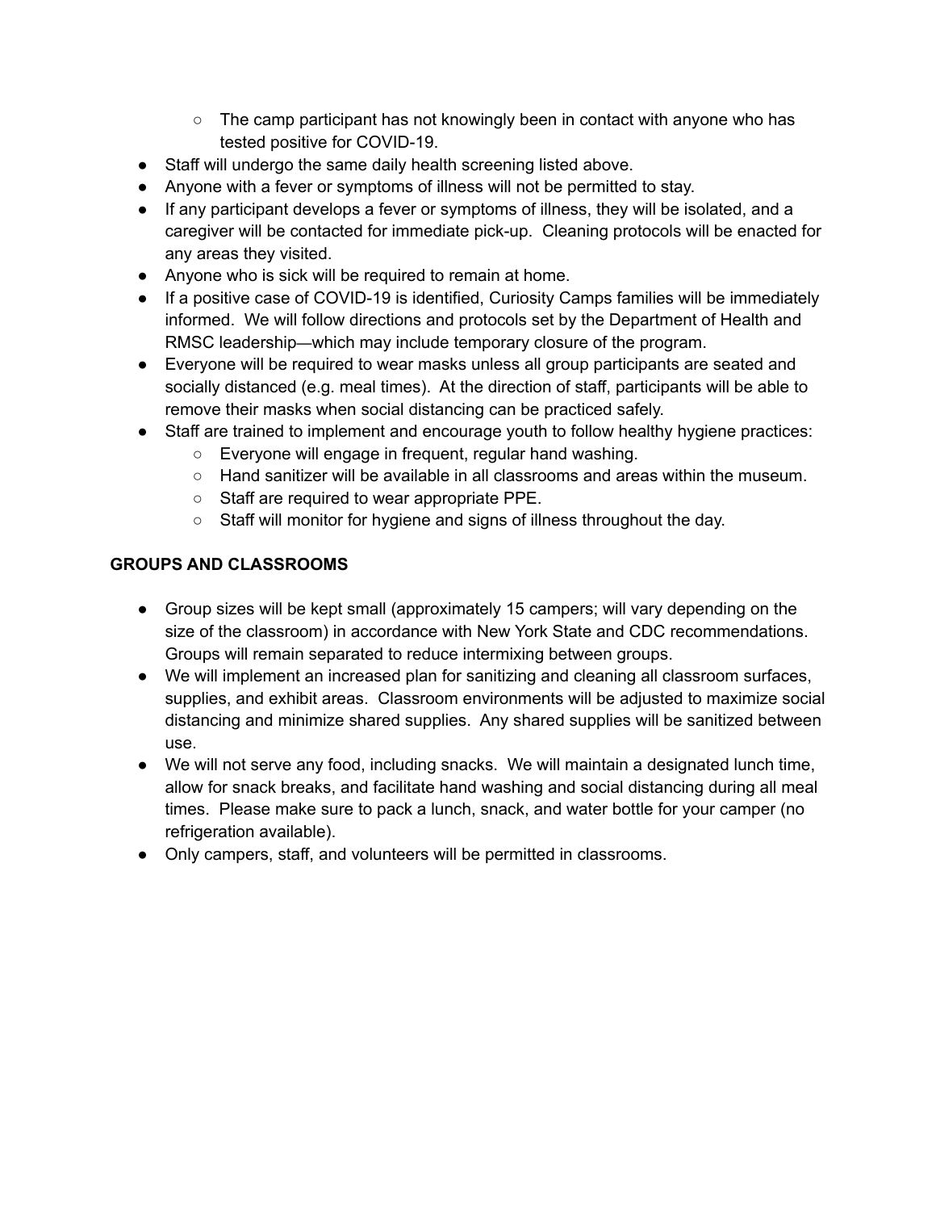- The camp participant has not knowingly been in contact with anyone who has tested positive for COVID-19.
- Staff will undergo the same daily health screening listed above.
- Anyone with a fever or symptoms of illness will not be permitted to stay.
- If any participant develops a fever or symptoms of illness, they will be isolated, and a caregiver will be contacted for immediate pick-up. Cleaning protocols will be enacted for any areas they visited.
- Anyone who is sick will be required to remain at home.
- If a positive case of COVID-19 is identified, Curiosity Camps families will be immediately informed. We will follow directions and protocols set by the Department of Health and RMSC leadership—which may include temporary closure of the program.
- Everyone will be required to wear masks unless all group participants are seated and socially distanced (e.g. meal times). At the direction of staff, participants will be able to remove their masks when social distancing can be practiced safely.
- Staff are trained to implement and encourage youth to follow healthy hygiene practices:
  - Everyone will engage in frequent, regular hand washing.
  - Hand sanitizer will be available in all classrooms and areas within the museum.
  - Staff are required to wear appropriate PPE.
  - Staff will monitor for hygiene and signs of illness throughout the day.

**GROUPS AND CLASSROOMS**

- Group sizes will be kept small (approximately 15 campers; will vary depending on the size of the classroom) in accordance with New York State and CDC recommendations. Groups will remain separated to reduce intermixing between groups.
- We will implement an increased plan for sanitizing and cleaning all classroom surfaces, supplies, and exhibit areas. Classroom environments will be adjusted to maximize social distancing and minimize shared supplies. Any shared supplies will be sanitized between use.
- We will not serve any food, including snacks. We will maintain a designated lunch time, allow for snack breaks, and facilitate hand washing and social distancing during all meal times. Please make sure to pack a lunch, snack, and water bottle for your camper (no refrigeration available).
- Only campers, staff, and volunteers will be permitted in classrooms.